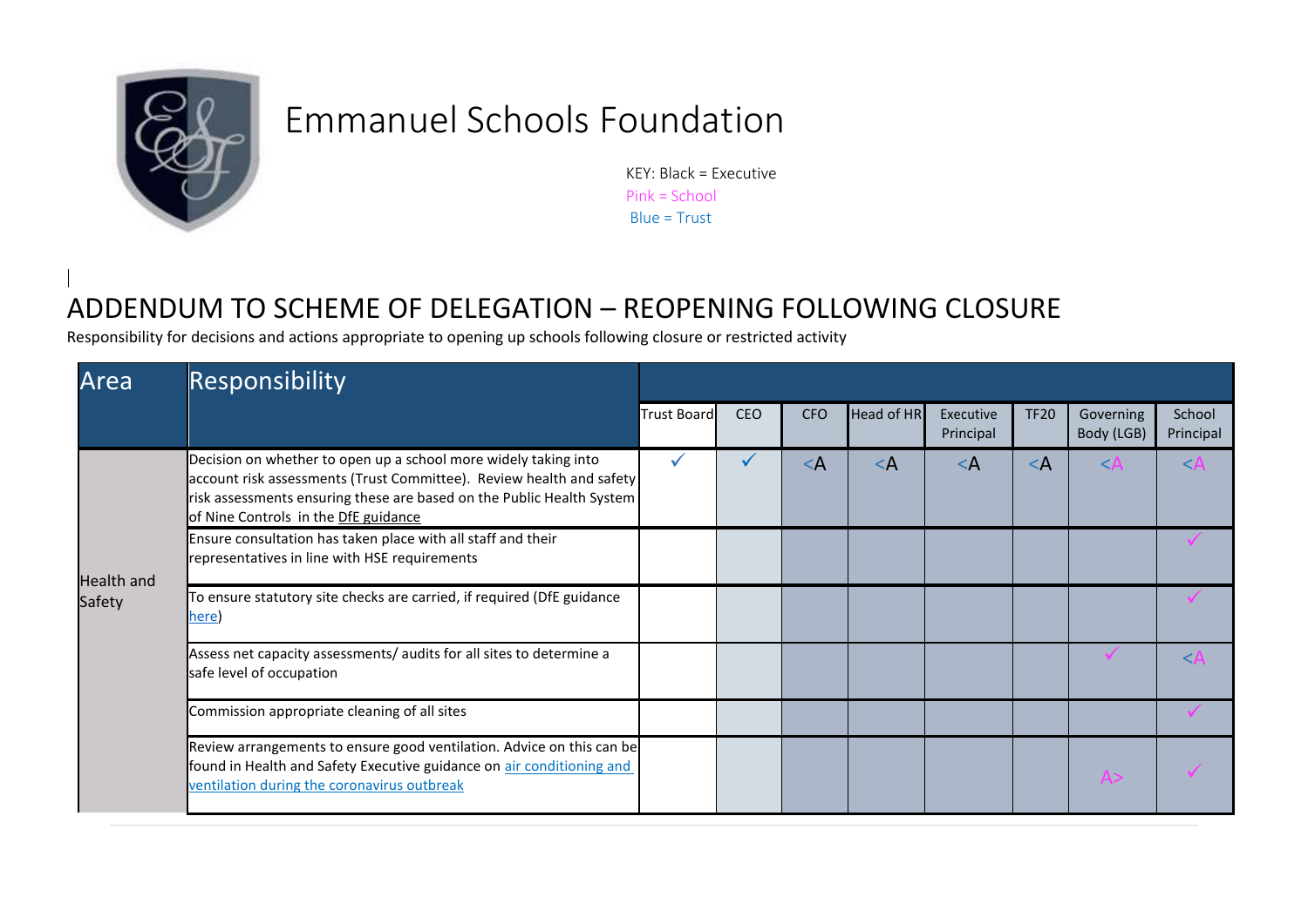# Emmanuel Schools Foundation

KEY: Black = Executive
Pink = School
Blue = Trust

## ADDENDUM TO SCHEME OF DELEGATION – REOPENING FOLLOWING CLOSURE

Responsibility for decisions and actions appropriate to opening up schools following closure or restricted activity

| Area | Responsibility | Trust Board | CEO | CFO | Head of HR | Executive Principal | TF20 | Governing Body (LGB) | School Principal |
|---|---|---|---|---|---|---|---|---|---|
| Health and Safety | Decision on whether to open up a school more widely taking into account risk assessments (Trust Committee). Review health and safety risk assessments ensuring these are based on the Public Health System of Nine Controls in the DfE guidance | ✓ | ✓ | <A | <A | <A | <A | <A | <A |
| | Ensure consultation has taken place with all staff and their representatives in line with HSE requirements | | | | | | | | ✓ |
| | To ensure statutory site checks are carried, if required (DfE guidance here) | | | | | | | | ✓ |
| | Assess net capacity assessments/ audits for all sites to determine a safe level of occupation | | | | | | | ✓ | <A |
| | Commission appropriate cleaning of all sites | | | | | | | | ✓ |
| | Review arrangements to ensure good ventilation. Advice on this can be found in Health and Safety Executive guidance on air conditioning and ventilation during the coronavirus outbreak | | | | | | | A> | ✓ |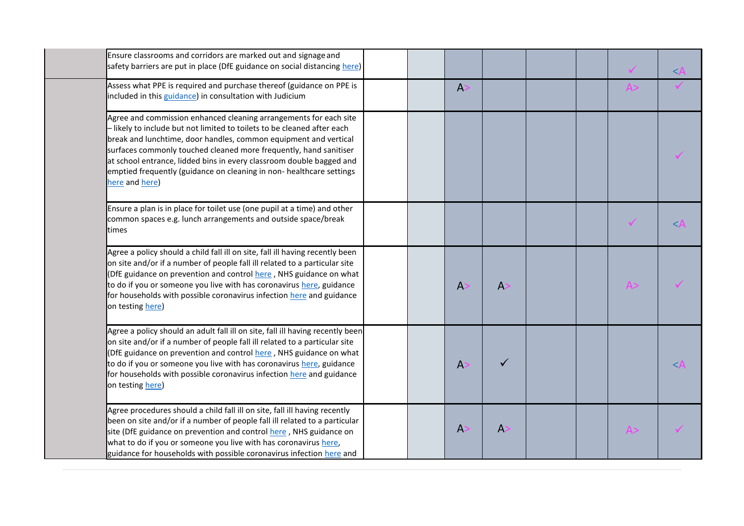| | | | | | | | | | |
|---|---|---|---|---|---|---|---|---|---|
| | Ensure classrooms and corridors are marked out and signage and safety barriers are put in place (DfE guidance on social distancing here) | | | | | | | ✓ | <A |
| | Assess what PPE is required and purchase thereof (guidance on PPE is included in this guidance) in consultation with Judicium | | | A> | | | | A> | ✓ |
| | Agree and commission enhanced cleaning arrangements for each site – likely to include but not limited to toilets to be cleaned after each break and lunchtime, door handles, common equipment and vertical surfaces commonly touched cleaned more frequently, hand sanitiser at school entrance, lidded bins in every classroom double bagged and emptied frequently (guidance on cleaning in non- healthcare settings here and here) | | | | | | | | ✓ |
| | Ensure a plan is in place for toilet use (one pupil at a time) and other common spaces e.g. lunch arrangements and outside space/break times | | | | | | | ✓ | <A |
| | Agree a policy should a child fall ill on site, fall ill having recently been on site and/or if a number of people fall ill related to a particular site (DfE guidance on prevention and control here , NHS guidance on what to do if you or someone you live with has coronavirus here, guidance for households with possible coronavirus infection here and guidance on testing here) | | | A> | A> | | | A> | ✓ |
| | Agree a policy should an adult fall ill on site, fall ill having recently been on site and/or if a number of people fall ill related to a particular site (DfE guidance on prevention and control here , NHS guidance on what to do if you or someone you live with has coronavirus here, guidance for households with possible coronavirus infection here and guidance on testing here) | | | A> | ✓ | | | | <A |
| | Agree procedures should a child fall ill on site, fall ill having recently been on site and/or if a number of people fall ill related to a particular site (DfE guidance on prevention and control here , NHS guidance on what to do if you or someone you live with has coronavirus here, guidance for households with possible coronavirus infection here and | | | A> | A> | | | A> | ✓ |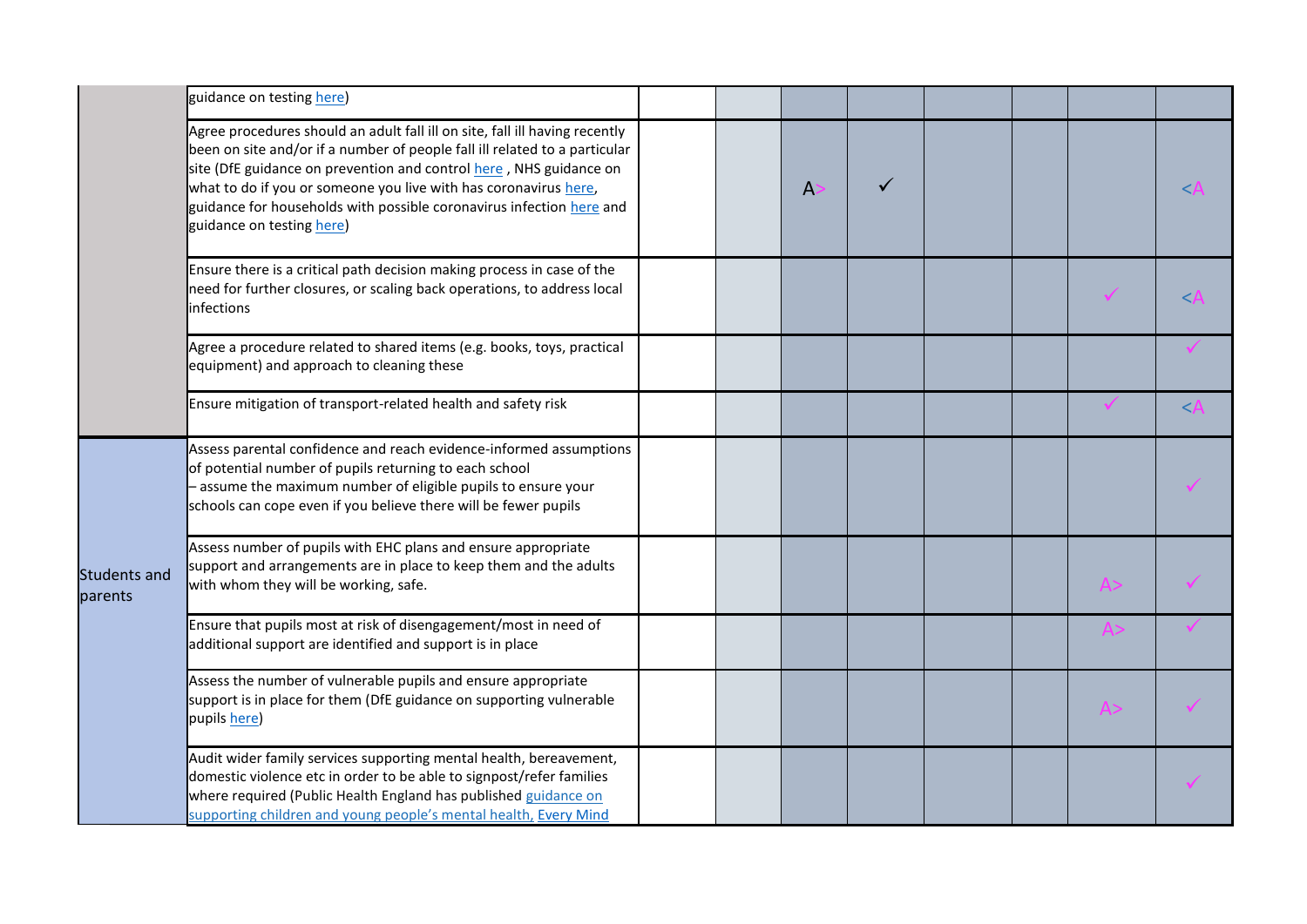| | | | | | | | | | |
|---|---|---|---|---|---|---|---|---|---|
| | guidance on testing here) | | | | | | | | |
| | Agree procedures should an adult fall ill on site, fall ill having recently been on site and/or if a number of people fall ill related to a particular site (DfE guidance on prevention and control here , NHS guidance on what to do if you or someone you live with has coronavirus here, guidance for households with possible coronavirus infection here and guidance on testing here) | | | A> | ✓ | | | | <A |
| | Ensure there is a critical path decision making process in case of the need for further closures, or scaling back operations, to address local infections | | | | | | | ✓ | <A |
| | Agree a procedure related to shared items (e.g. books, toys, practical equipment) and approach to cleaning these | | | | | | | | ✓ |
| | Ensure mitigation of transport-related health and safety risk | | | | | | | ✓ | <A |
| Students and parents | Assess parental confidence and reach evidence-informed assumptions of potential number of pupils returning to each school – assume the maximum number of eligible pupils to ensure your schools can cope even if you believe there will be fewer pupils | | | | | | | | ✓ |
| | Assess number of pupils with EHC plans and ensure appropriate support and arrangements are in place to keep them and the adults with whom they will be working, safe. | | | | | | | A> | ✓ |
| | Ensure that pupils most at risk of disengagement/most in need of additional support are identified and support is in place | | | | | | | A> | ✓ |
| | Assess the number of vulnerable pupils and ensure appropriate support is in place for them (DfE guidance on supporting vulnerable pupils here) | | | | | | | A> | ✓ |
| | Audit wider family services supporting mental health, bereavement, domestic violence etc in order to be able to signpost/refer families where required (Public Health England has published guidance on supporting children and young people's mental health, Every Mind | | | | | | | | ✓ |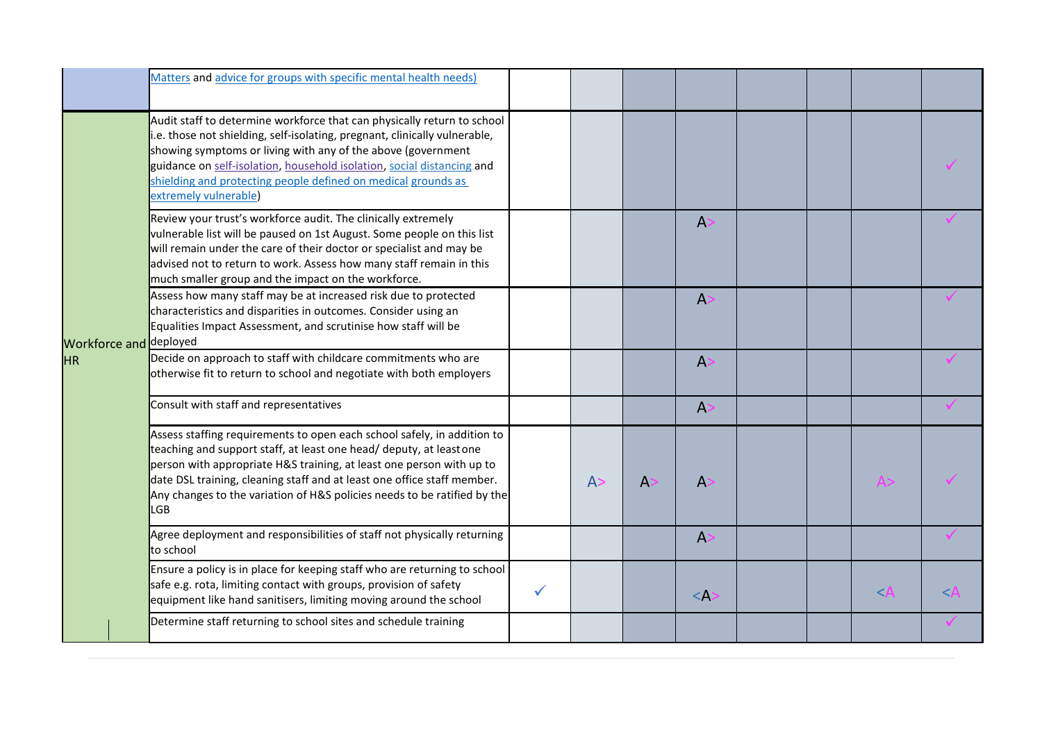| | | | | | | | | | |
|---|---|---|---|---|---|---|---|---|---|
| | Matters and advice for groups with specific mental health needs) | | | | | | | | |
| Workforce and HR | Audit staff to determine workforce that can physically return to school i.e. those not shielding, self-isolating, pregnant, clinically vulnerable, showing symptoms or living with any of the above (government guidance on self-isolation, household isolation, social distancing and shielding and protecting people defined on medical grounds as extremely vulnerable) | | | | | | | | ✓ |
| | Review your trust's workforce audit. The clinically extremely vulnerable list will be paused on 1st August. Some people on this list will remain under the care of their doctor or specialist and may be advised not to return to work. Assess how many staff remain in this much smaller group and the impact on the workforce. | | | | A> | | | | ✓ |
| | Assess how many staff may be at increased risk due to protected characteristics and disparities in outcomes. Consider using an Equalities Impact Assessment, and scrutinise how staff will be deployed | | | | A> | | | | ✓ |
| | Decide on approach to staff with childcare commitments who are otherwise fit to return to school and negotiate with both employers | | | | A> | | | | ✓ |
| | Consult with staff and representatives | | | | A> | | | | ✓ |
| | Assess staffing requirements to open each school safely, in addition to teaching and support staff, at least one head/ deputy, at least one person with appropriate H&S training, at least one person with up to date DSL training, cleaning staff and at least one office staff member. Any changes to the variation of H&S policies needs to be ratified by the LGB | | A> | A> | A> | | | A> | ✓ |
| | Agree deployment and responsibilities of staff not physically returning to school | | | | A> | | | | ✓ |
| | Ensure a policy is in place for keeping staff who are returning to school safe e.g. rota, limiting contact with groups, provision of safety equipment like hand sanitisers, limiting moving around the school | ✓ | | | <A> | | | <A | <A |
| | Determine staff returning to school sites and schedule training | | | | | | | | ✓ |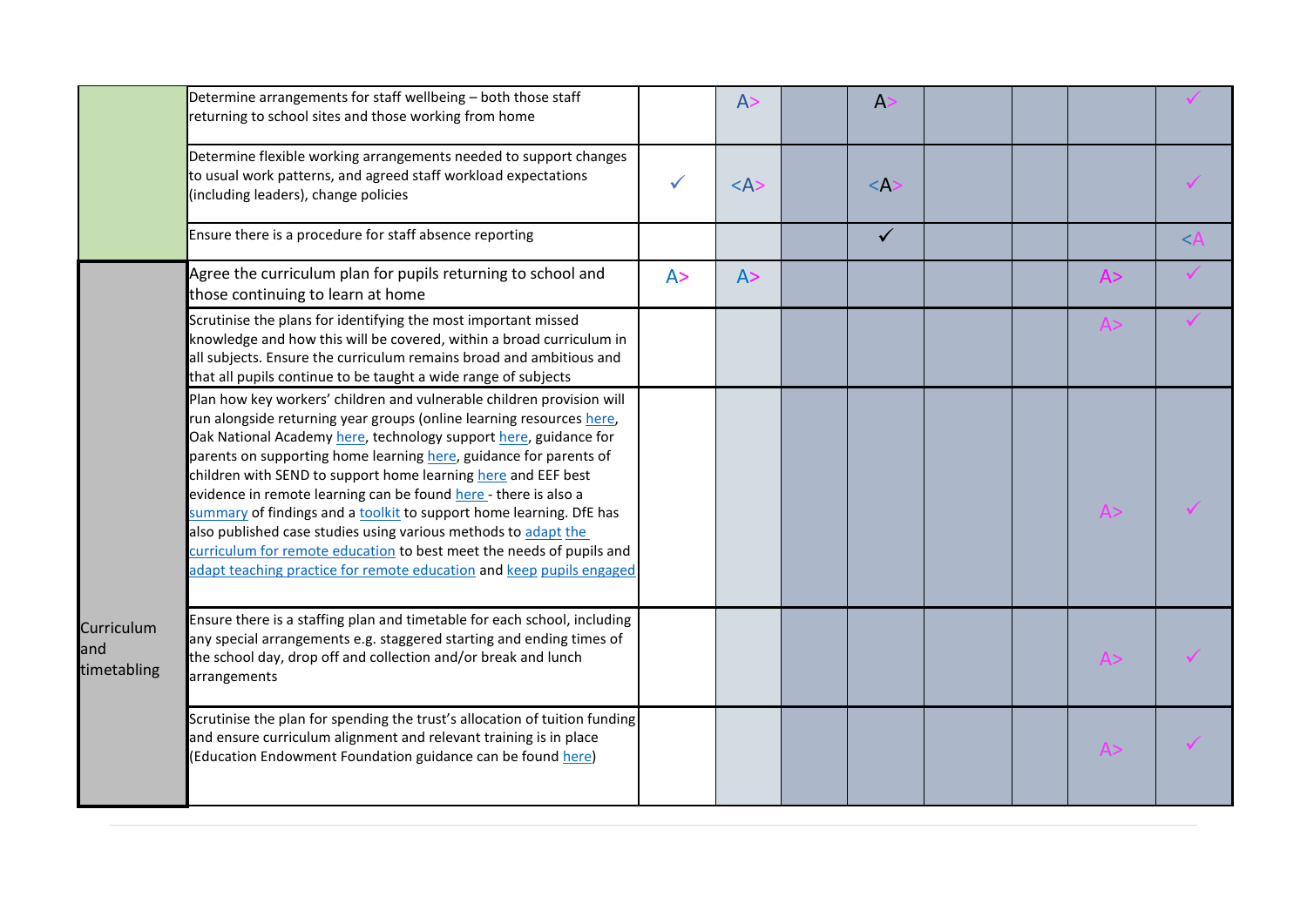| | | | | | | | | | |
|---|---|---|---|---|---|---|---|---|---|
| | Determine arrangements for staff wellbeing – both those staff returning to school sites and those working from home | | A> | | A> | | | | ✓ |
| | Determine flexible working arrangements needed to support changes to usual work patterns, and agreed staff workload expectations (including leaders), change policies | ✓ | <A> | | <A> | | | | ✓ |
| | Ensure there is a procedure for staff absence reporting | | | | ✓ | | | | <A |
| Curriculum and timetabling | Agree the curriculum plan for pupils returning to school and those continuing to learn at home | A> | A> | | | | | A> | ✓ |
| | Scrutinise the plans for identifying the most important missed knowledge and how this will be covered, within a broad curriculum in all subjects. Ensure the curriculum remains broad and ambitious and that all pupils continue to be taught a wide range of subjects | | | | | | | A> | ✓ |
| | Plan how key workers' children and vulnerable children provision will run alongside returning year groups (online learning resources here, Oak National Academy here, technology support here, guidance for parents on supporting home learning here, guidance for parents of children with SEND to support home learning here and EEF best evidence in remote learning can be found here - there is also a summary of findings and a toolkit to support home learning. DfE has also published case studies using various methods to adapt the curriculum for remote education to best meet the needs of pupils and adapt teaching practice for remote education and keep pupils engaged | | | | | | | A> | ✓ |
| | Ensure there is a staffing plan and timetable for each school, including any special arrangements e.g. staggered starting and ending times of the school day, drop off and collection and/or break and lunch arrangements | | | | | | | A> | ✓ |
| | Scrutinise the plan for spending the trust's allocation of tuition funding and ensure curriculum alignment and relevant training is in place (Education Endowment Foundation guidance can be found here) | | | | | | | A> | ✓ |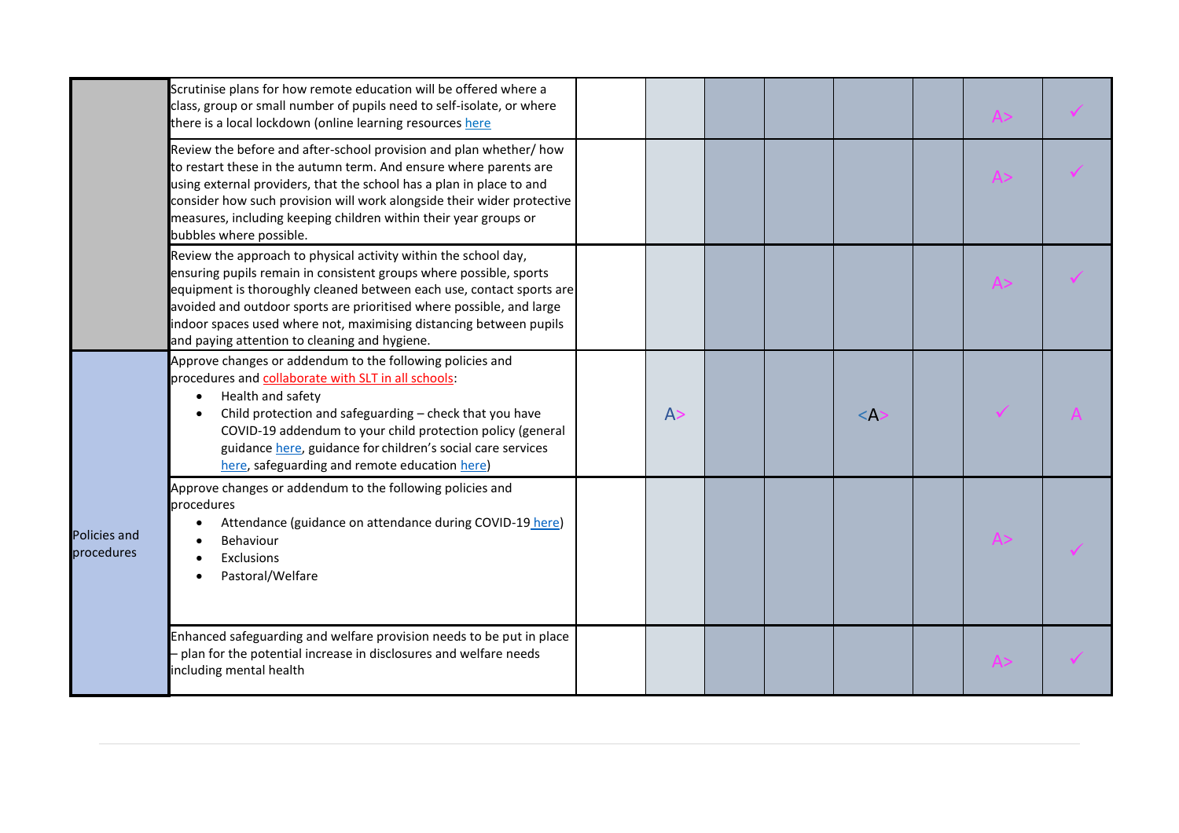| | | | | | | | | | |
|---|---|---|---|---|---|---|---|---|---|
| | Scrutinise plans for how remote education will be offered where a class, group or small number of pupils need to self-isolate, or where there is a local lockdown (online learning resources here | | | | | | | A> | ✓ |
| | Review the before and after-school provision and plan whether/ how to restart these in the autumn term. And ensure where parents are using external providers, that the school has a plan in place to and consider how such provision will work alongside their wider protective measures, including keeping children within their year groups or bubbles where possible. | | | | | | | A> | ✓ |
| | Review the approach to physical activity within the school day, ensuring pupils remain in consistent groups where possible, sports equipment is thoroughly cleaned between each use, contact sports are avoided and outdoor sports are prioritised where possible, and large indoor spaces used where not, maximising distancing between pupils and paying attention to cleaning and hygiene. | | | | | | | A> | ✓ |
| Policies and procedures | Approve changes or addendum to the following policies and procedures and collaborate with SLT in all schools:<br>• Health and safety<br>• Child protection and safeguarding – check that you have COVID-19 addendum to your child protection policy (general guidance here, guidance for children's social care services here, safeguarding and remote education here) | | A> | | | <A> | | ✓ | A |
| | Approve changes or addendum to the following policies and procedures<br>• Attendance (guidance on attendance during COVID-19 here)<br>• Behaviour<br>• Exclusions<br>• Pastoral/Welfare | | | | | | | A> | ✓ |
| | Enhanced safeguarding and welfare provision needs to be put in place – plan for the potential increase in disclosures and welfare needs including mental health | | | | | | | A> | ✓ |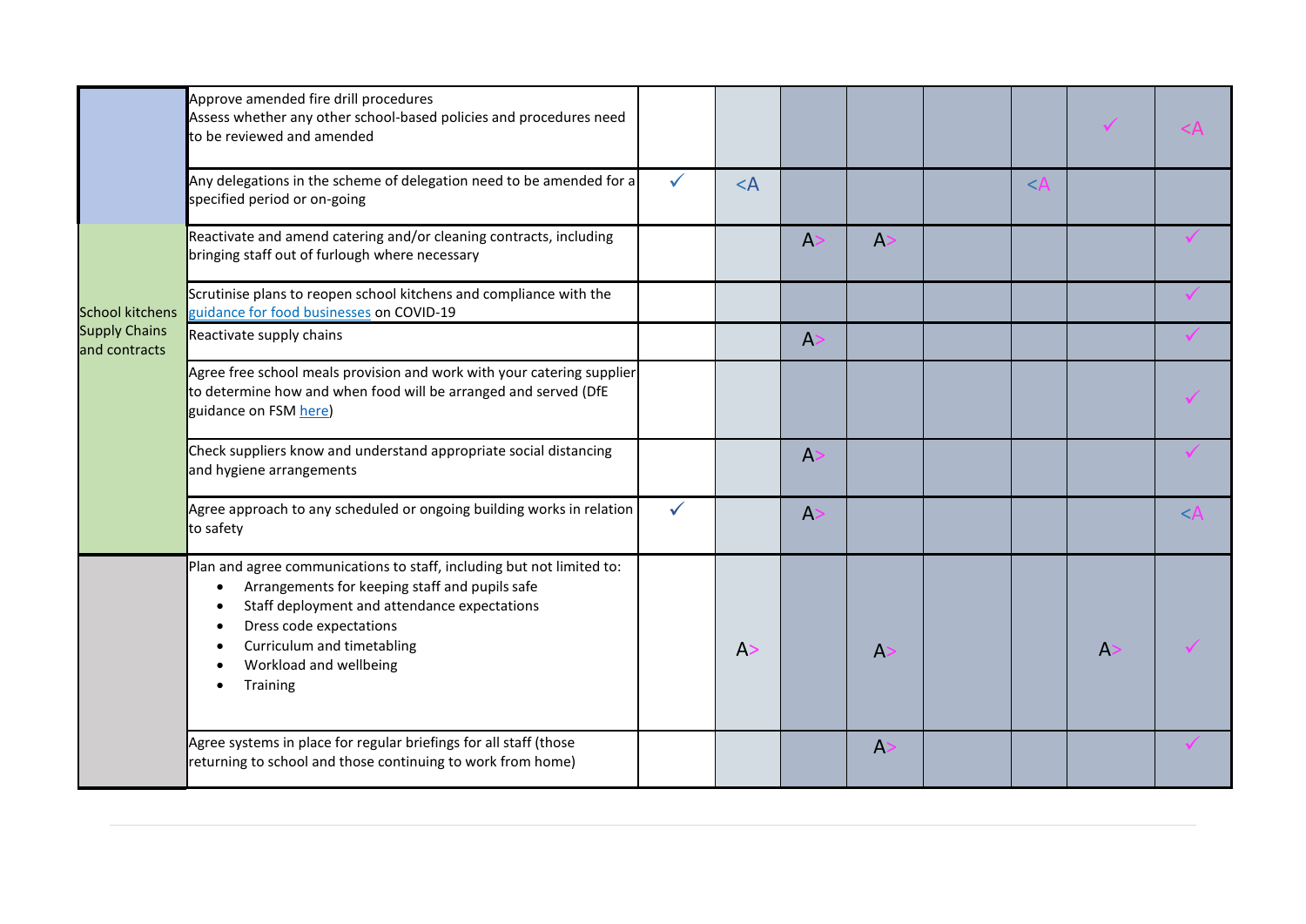| | | | | | | | | | |
|---|---|---|---|---|---|---|---|---|---|
| | Approve amended fire drill procedures<br>Assess whether any other school-based policies and procedures need to be reviewed and amended | | | | | | | ✓ | <A |
| | Any delegations in the scheme of delegation need to be amended for a specified period or on-going | ✓ | <A | | | | <A | | |
| School kitchens Supply Chains and contracts | Reactivate and amend catering and/or cleaning contracts, including bringing staff out of furlough where necessary | | | A> | A> | | | | ✓ |
| | Scrutinise plans to reopen school kitchens and compliance with the guidance for food businesses on COVID-19 | | | | | | | | ✓ |
| | Reactivate supply chains | | | A> | | | | | ✓ |
| | Agree free school meals provision and work with your catering supplier to determine how and when food will be arranged and served (DfE guidance on FSM here) | | | | | | | | ✓ |
| | Check suppliers know and understand appropriate social distancing and hygiene arrangements | | | A> | | | | | ✓ |
| | Agree approach to any scheduled or ongoing building works in relation to safety | ✓ | | A> | | | | | <A |
| | Plan and agree communications to staff, including but not limited to:<br>• Arrangements for keeping staff and pupils safe<br>• Staff deployment and attendance expectations<br>• Dress code expectations<br>• Curriculum and timetabling<br>• Workload and wellbeing<br>• Training | | A> | | A> | | | A> | ✓ |
| | Agree systems in place for regular briefings for all staff (those returning to school and those continuing to work from home) | | | | A> | | | | ✓ |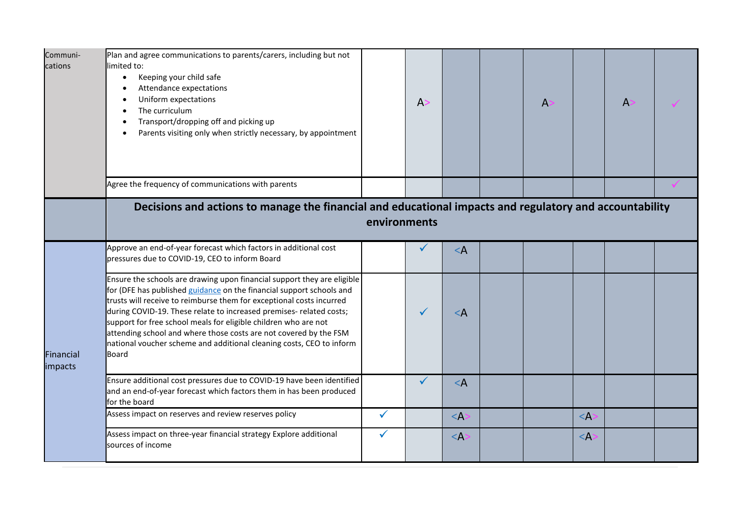| | | | | | | | | | |
|---|---|---|---|---|---|---|---|---|---|
| Communi-cations | Plan and agree communications to parents/carers, including but not limited to:<br>• Keeping your child safe<br>• Attendance expectations<br>• Uniform expectations<br>• The curriculum<br>• Transport/dropping off and picking up<br>• Parents visiting only when strictly necessary, by appointment | | A> | | | A> | | A> | ✓ |
| | Agree the frequency of communications with parents | | | | | | | | ✓ |
| | **Decisions and actions to manage the financial and educational impacts and regulatory and accountability environments** | | | | | | | | |
| Financial impacts | Approve an end-of-year forecast which factors in additional cost pressures due to COVID-19, CEO to inform Board | | ✓ | <A | | | | | |
| | Ensure the schools are drawing upon financial support they are eligible for (DFE has published guidance on the financial support schools and trusts will receive to reimburse them for exceptional costs incurred during COVID-19. These relate to increased premises- related costs; support for free school meals for eligible children who are not attending school and where those costs are not covered by the FSM national voucher scheme and additional cleaning costs, CEO to inform Board | | ✓ | <A | | | | | |
| | Ensure additional cost pressures due to COVID-19 have been identified and an end-of-year forecast which factors them in has been produced for the board | | ✓ | <A | | | | | |
| | Assess impact on reserves and review reserves policy | ✓ | | <A> | | | <A> | | |
| | Assess impact on three-year financial strategy Explore additional sources of income | ✓ | | <A> | | | <A> | | |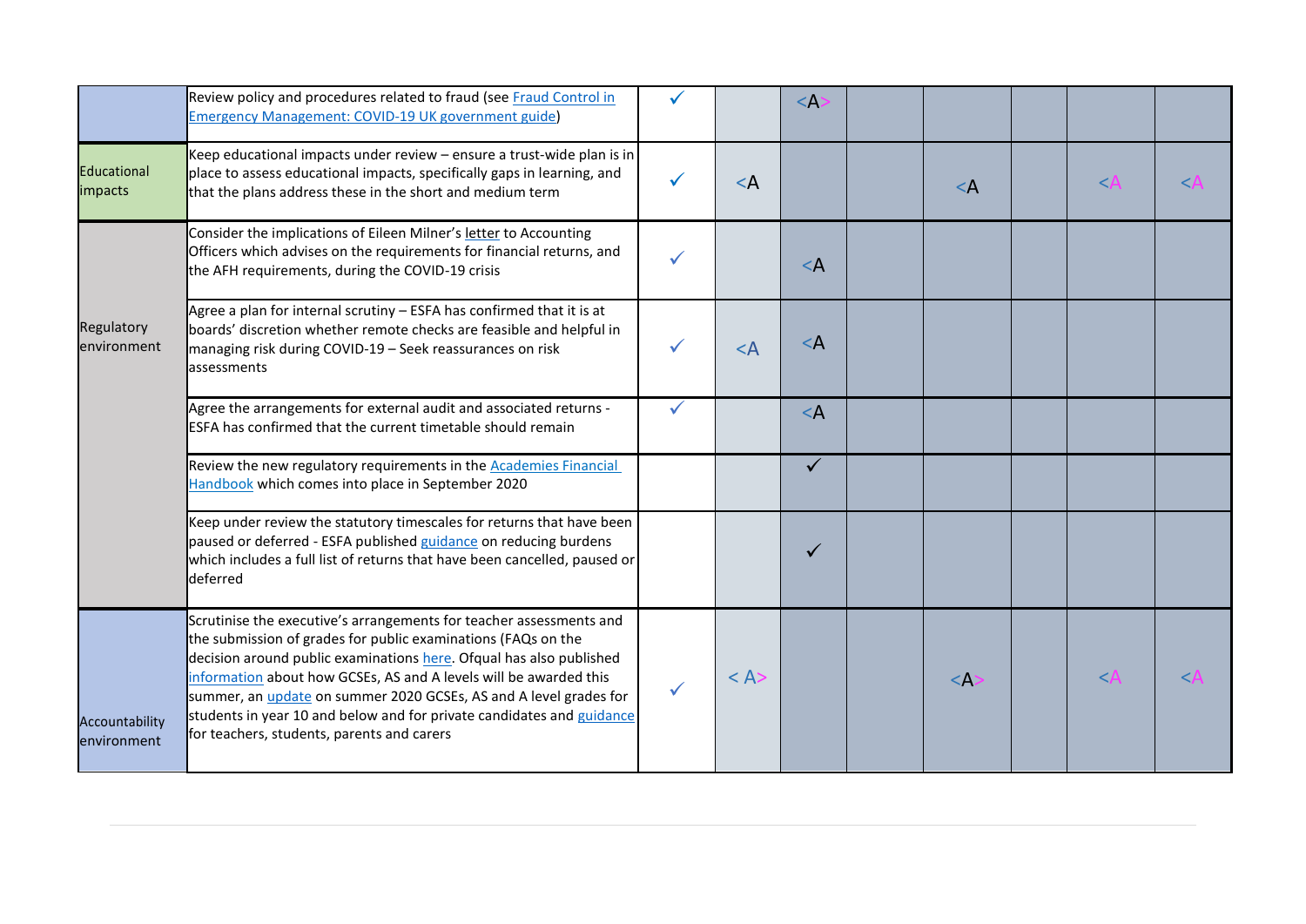| | | | | | | | | | |
|---|---|---|---|---|---|---|---|---|---|
| | Review policy and procedures related to fraud (see Fraud Control in Emergency Management: COVID-19 UK government guide) | ✓ | | <A> | | | | | |
| Educational impacts | Keep educational impacts under review – ensure a trust-wide plan is in place to assess educational impacts, specifically gaps in learning, and that the plans address these in the short and medium term | ✓ | <A | | | <A | | <A | <A |
| Regulatory environment | Consider the implications of Eileen Milner's letter to Accounting Officers which advises on the requirements for financial returns, and the AFH requirements, during the COVID-19 crisis | ✓ | | <A | | | | | |
| | Agree a plan for internal scrutiny – ESFA has confirmed that it is at boards' discretion whether remote checks are feasible and helpful in managing risk during COVID-19 – Seek reassurances on risk assessments | ✓ | <A | <A | | | | | |
| | Agree the arrangements for external audit and associated returns - ESFA has confirmed that the current timetable should remain | ✓ | | <A | | | | | |
| | Review the new regulatory requirements in the Academies Financial Handbook which comes into place in September 2020 | | | ✓ | | | | | |
| | Keep under review the statutory timescales for returns that have been paused or deferred - ESFA published guidance on reducing burdens which includes a full list of returns that have been cancelled, paused or deferred | | | ✓ | | | | | |
| Accountability environment | Scrutinise the executive's arrangements for teacher assessments and the submission of grades for public examinations (FAQs on the decision around public examinations here. Ofqual has also published information about how GCSEs, AS and A levels will be awarded this summer, an update on summer 2020 GCSEs, AS and A level grades for students in year 10 and below and for private candidates and guidance for teachers, students, parents and carers | ✓ | < A> | | | <A> | | <A | <A |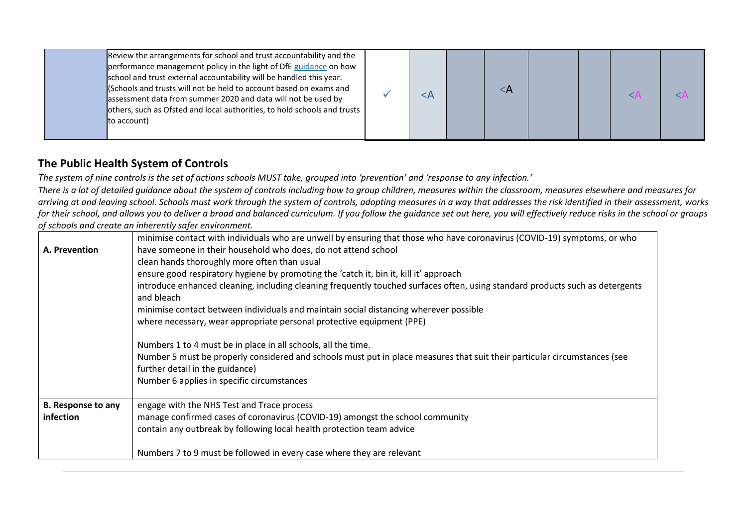| | | | | | | | | | |
|---|---|---|---|---|---|---|---|---|---|
| | Review the arrangements for school and trust accountability and the performance management policy in the light of DfE guidance on how school and trust external accountability will be handled this year. (Schools and trusts will not be held to account based on exams and assessment data from summer 2020 and data will not be used by others, such as Ofsted and local authorities, to hold schools and trusts to account) | ✓ | <A | | <A | | | <A | <A |

## The Public Health System of Controls

*The system of nine controls is the set of actions schools MUST take, grouped into 'prevention' and 'response to any infection.'*

*There is a lot of detailed guidance about the system of controls including how to group children, measures within the classroom, measures elsewhere and measures for arriving at and leaving school. Schools must work through the system of controls, adopting measures in a way that addresses the risk identified in their assessment, works for their school, and allows you to deliver a broad and balanced curriculum. If you follow the guidance set out here, you will effectively reduce risks in the school or groups of schools and create an inherently safer environment.*

| | |
|---|---|
| **A. Prevention** | minimise contact with individuals who are unwell by ensuring that those who have coronavirus (COVID-19) symptoms, or who have someone in their household who does, do not attend school<br>clean hands thoroughly more often than usual<br>ensure good respiratory hygiene by promoting the 'catch it, bin it, kill it' approach<br>introduce enhanced cleaning, including cleaning frequently touched surfaces often, using standard products such as detergents and bleach<br>minimise contact between individuals and maintain social distancing wherever possible<br>where necessary, wear appropriate personal protective equipment (PPE)<br><br>Numbers 1 to 4 must be in place in all schools, all the time.<br>Number 5 must be properly considered and schools must put in place measures that suit their particular circumstances (see further detail in the guidance)<br>Number 6 applies in specific circumstances |
| **B. Response to any infection** | engage with the NHS Test and Trace process<br>manage confirmed cases of coronavirus (COVID-19) amongst the school community<br>contain any outbreak by following local health protection team advice<br><br>Numbers 7 to 9 must be followed in every case where they are relevant |